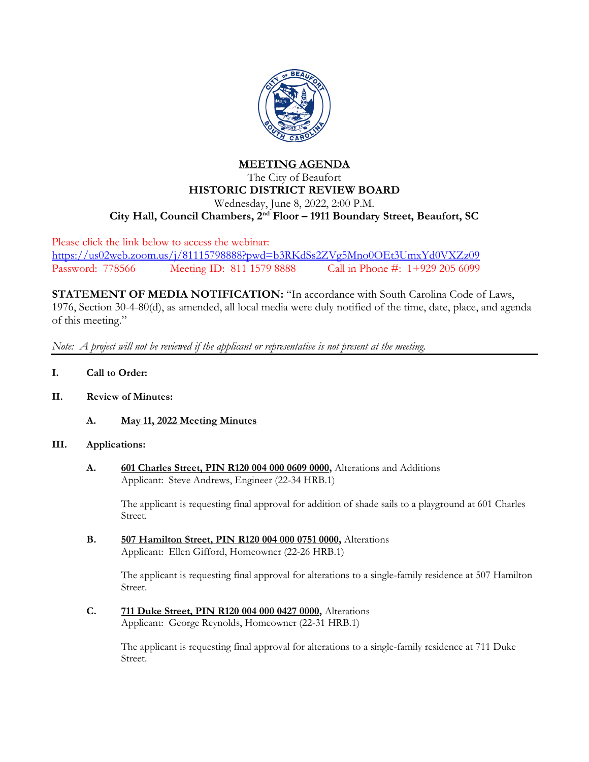# MEETING AGENDA

The City of Beaufort
**HISTORIC DISTRICT REVIEW BOARD**
Wednesday, June 8, 2022, 2:00 P.M.
**City Hall, Council Chambers, 2nd Floor – 1911 Boundary Street, Beaufort, SC**

Please click the link below to access the webinar:
https://us02web.zoom.us/j/81115798888?pwd=b3RKdSs2ZVg5Mno0OEt3UmxYd0VXZz09
Password: 778566 Meeting ID: 811 1579 8888 Call in Phone #: 1+929 205 6099

**STATEMENT OF MEDIA NOTIFICATION:** "In accordance with South Carolina Code of Laws, 1976, Section 30-4-80(d), as amended, all local media were duly notified of the time, date, place, and agenda of this meeting."

*Note: A project will not be reviewed if the applicant or representative is not present at the meeting.*

---

**I. Call to Order:**

**II. Review of Minutes:**

**A. May 11, 2022 Meeting Minutes**

**III. Applications:**

**A. 601 Charles Street, PIN R120 004 000 0609 0000,** Alterations and Additions
Applicant: Steve Andrews, Engineer (22-34 HRB.1)

The applicant is requesting final approval for addition of shade sails to a playground at 601 Charles Street.

**B. 507 Hamilton Street, PIN R120 004 000 0751 0000,** Alterations
Applicant: Ellen Gifford, Homeowner (22-26 HRB.1)

The applicant is requesting final approval for alterations to a single-family residence at 507 Hamilton Street.

**C. 711 Duke Street, PIN R120 004 000 0427 0000,** Alterations
Applicant: George Reynolds, Homeowner (22-31 HRB.1)

The applicant is requesting final approval for alterations to a single-family residence at 711 Duke Street.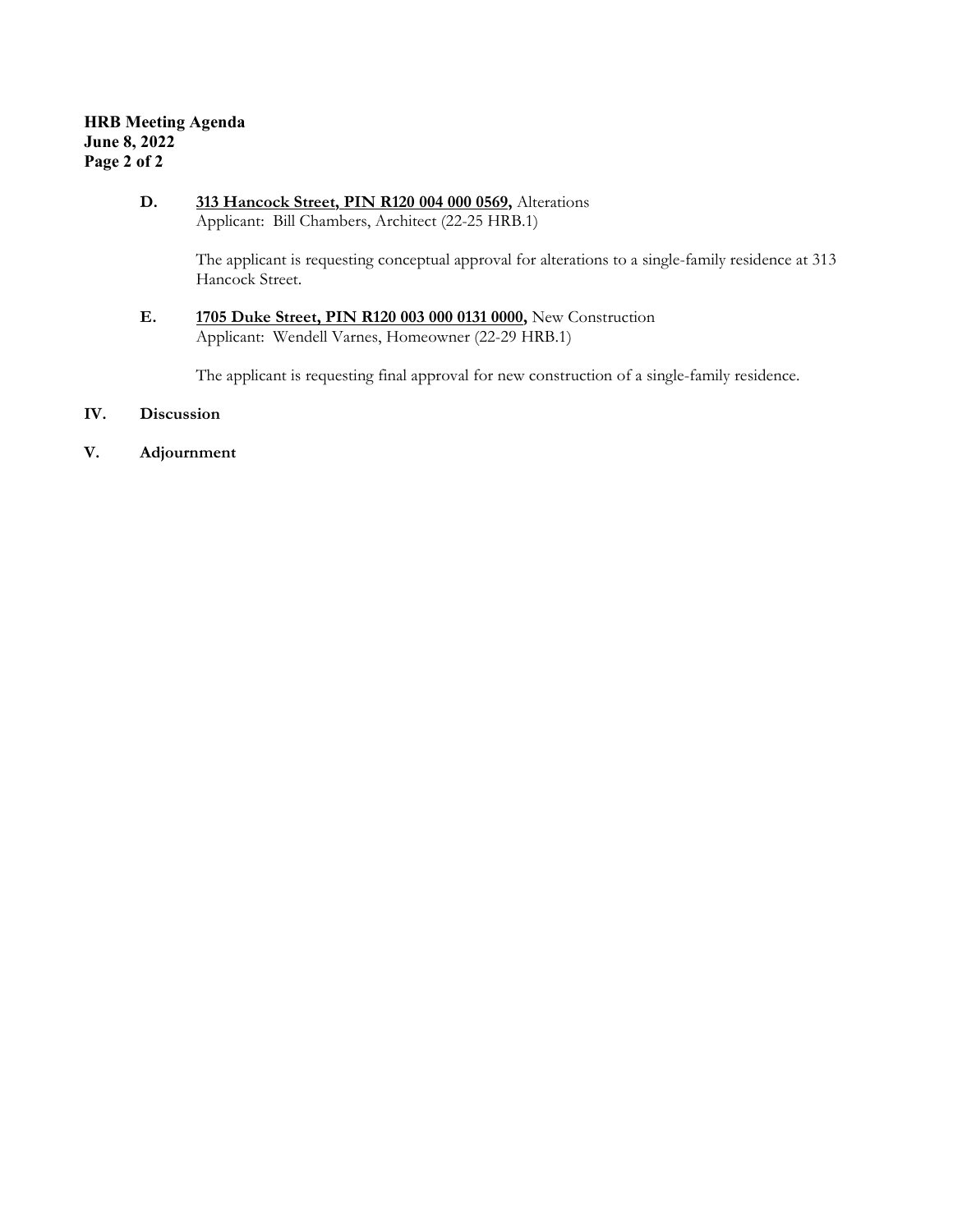**D. 313 Hancock Street, PIN R120 004 000 0569,** Alterations
Applicant: Bill Chambers, Architect (22-25 HRB.1)

The applicant is requesting conceptual approval for alterations to a single-family residence at 313 Hancock Street.

**E. 1705 Duke Street, PIN R120 003 000 0131 0000,** New Construction
Applicant: Wendell Varnes, Homeowner (22-29 HRB.1)

The applicant is requesting final approval for new construction of a single-family residence.

## IV. Discussion

## V. Adjournment